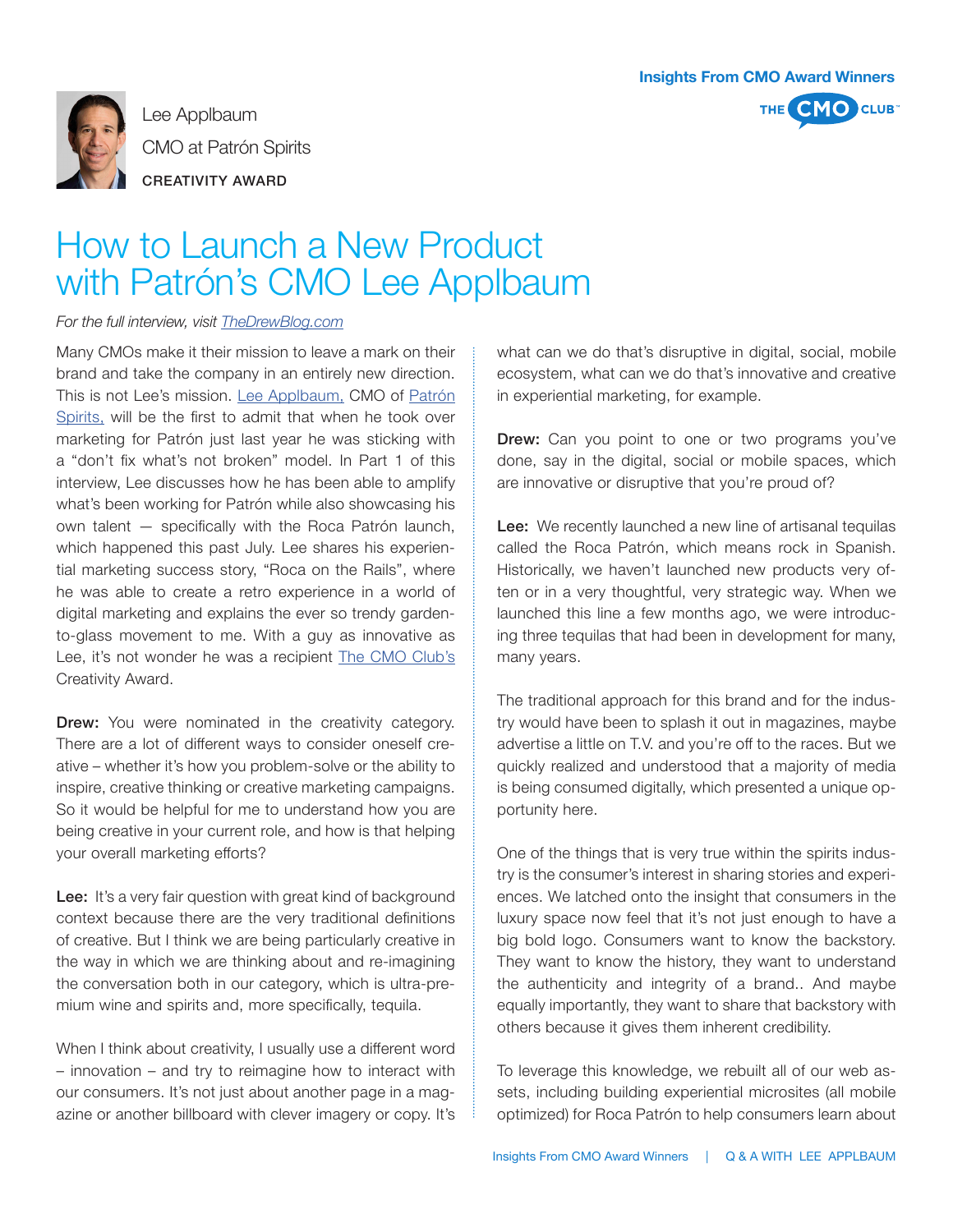Insights From CMO Award Winners

Lee Applbaum

CMO at Patrón Spirits

CREATIVITY AWARD

# How to Launch a New Product with Patrón's CMO Lee Applbaum

*For the full interview, visit [TheDrewBlog.com](TheDrewBlog.com)*

Many CMOs make it their mission to leave a mark on their brand and take the company in an entirely new direction. This is not Lee's mission. Lee Applbaum, CMO of Patrón Spirits, will be the first to admit that when he took over marketing for Patrón just last year he was sticking with a "don't fix what's not broken" model. In Part 1 of this interview, Lee discusses how he has been able to amplify what's been working for Patrón while also showcasing his own talent — specifically with the Roca Patrón launch, which happened this past July. Lee shares his experiential marketing success story, "Roca on the Rails", where he was able to create a retro experience in a world of digital marketing and explains the ever so trendy garden-to-glass movement to me. With a guy as innovative as Lee, it's not wonder he was a recipient The CMO Club's Creativity Award.

**Drew:** You were nominated in the creativity category. There are a lot of different ways to consider oneself creative – whether it's how you problem-solve or the ability to inspire, creative thinking or creative marketing campaigns. So it would be helpful for me to understand how you are being creative in your current role, and how is that helping your overall marketing efforts?

**Lee:** It's a very fair question with great kind of background context because there are the very traditional definitions of creative. But I think we are being particularly creative in the way in which we are thinking about and re-imagining the conversation both in our category, which is ultra-premium wine and spirits and, more specifically, tequila.

When I think about creativity, I usually use a different word – innovation – and try to reimagine how to interact with our consumers. It's not just about another page in a magazine or another billboard with clever imagery or copy. It's what can we do that's disruptive in digital, social, mobile ecosystem, what can we do that's innovative and creative in experiential marketing, for example.

**Drew:** Can you point to one or two programs you've done, say in the digital, social or mobile spaces, which are innovative or disruptive that you're proud of?

**Lee:** We recently launched a new line of artisanal tequilas called the Roca Patrón, which means rock in Spanish. Historically, we haven't launched new products very often or in a very thoughtful, very strategic way. When we launched this line a few months ago, we were introducing three tequilas that had been in development for many, many years.

The traditional approach for this brand and for the industry would have been to splash it out in magazines, maybe advertise a little on T.V. and you're off to the races. But we quickly realized and understood that a majority of media is being consumed digitally, which presented a unique opportunity here.

One of the things that is very true within the spirits industry is the consumer's interest in sharing stories and experiences. We latched onto the insight that consumers in the luxury space now feel that it's not just enough to have a big bold logo. Consumers want to know the backstory. They want to know the history, they want to understand the authenticity and integrity of a brand.. And maybe equally importantly, they want to share that backstory with others because it gives them inherent credibility.

To leverage this knowledge, we rebuilt all of our web assets, including building experiential microsites (all mobile optimized) for Roca Patrón to help consumers learn about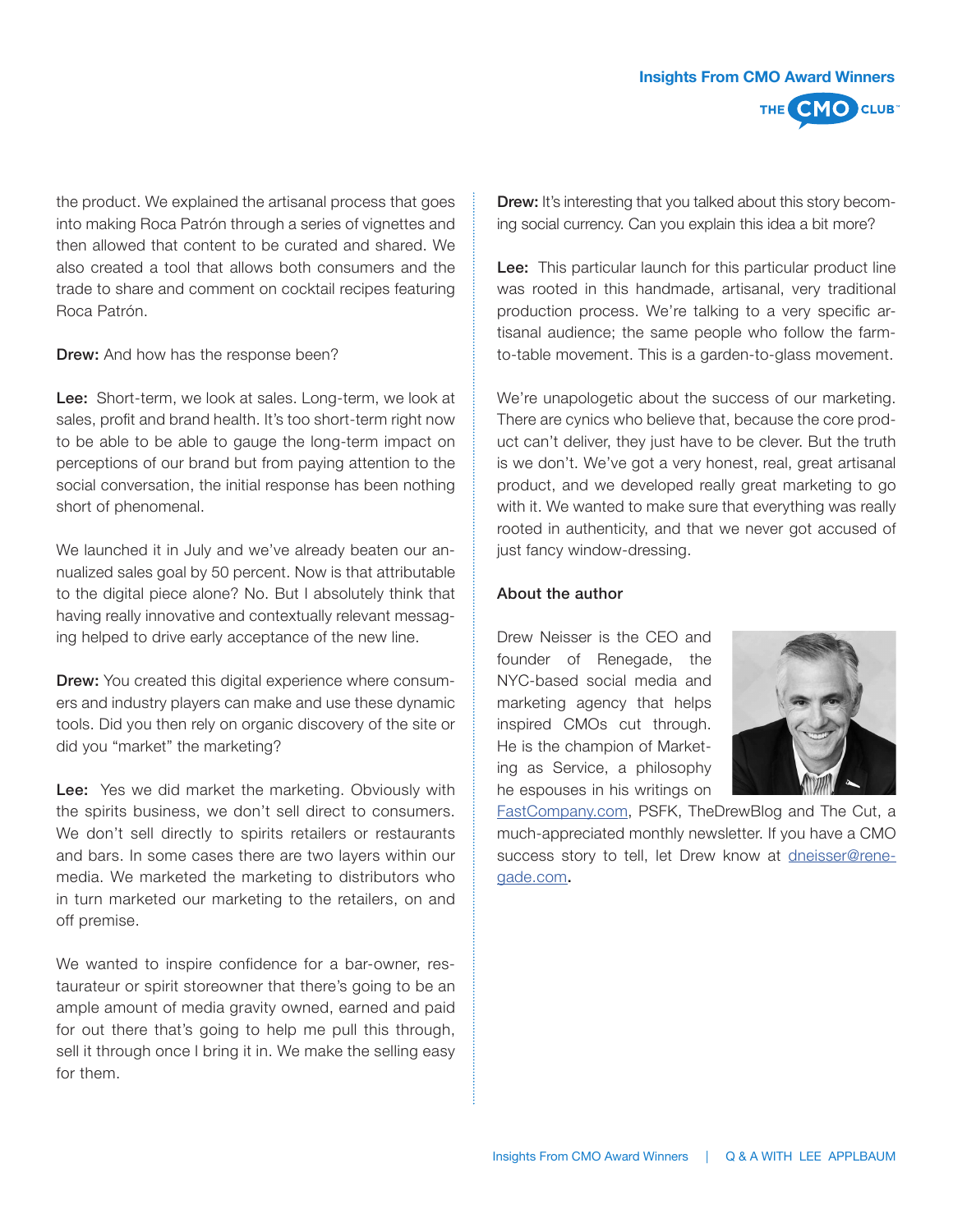the product. We explained the artisanal process that goes into making Roca Patrón through a series of vignettes and then allowed that content to be curated and shared. We also created a tool that allows both consumers and the trade to share and comment on cocktail recipes featuring Roca Patrón.

**Drew:** And how has the response been?

**Lee:** Short-term, we look at sales. Long-term, we look at sales, profit and brand health. It's too short-term right now to be able to be able to gauge the long-term impact on perceptions of our brand but from paying attention to the social conversation, the initial response has been nothing short of phenomenal.

We launched it in July and we've already beaten our annualized sales goal by 50 percent. Now is that attributable to the digital piece alone? No. But I absolutely think that having really innovative and contextually relevant messaging helped to drive early acceptance of the new line.

**Drew:** You created this digital experience where consumers and industry players can make and use these dynamic tools. Did you then rely on organic discovery of the site or did you "market" the marketing?

**Lee:** Yes we did market the marketing. Obviously with the spirits business, we don't sell direct to consumers. We don't sell directly to spirits retailers or restaurants and bars. In some cases there are two layers within our media. We marketed the marketing to distributors who in turn marketed our marketing to the retailers, on and off premise.

We wanted to inspire confidence for a bar-owner, restaurateur or spirit storeowner that there's going to be an ample amount of media gravity owned, earned and paid for out there that's going to help me pull this through, sell it through once I bring it in. We make the selling easy for them.

**Drew:** It's interesting that you talked about this story becoming social currency. Can you explain this idea a bit more?

**Lee:** This particular launch for this particular product line was rooted in this handmade, artisanal, very traditional production process. We're talking to a very specific artisanal audience; the same people who follow the farm-to-table movement. This is a garden-to-glass movement.

We're unapologetic about the success of our marketing. There are cynics who believe that, because the core product can't deliver, they just have to be clever. But the truth is we don't. We've got a very honest, real, great artisanal product, and we developed really great marketing to go with it. We wanted to make sure that everything was really rooted in authenticity, and that we never got accused of just fancy window-dressing.

### About the author

Drew Neisser is the CEO and founder of Renegade, the NYC-based social media and marketing agency that helps inspired CMOs cut through. He is the champion of Marketing as Service, a philosophy he espouses in his writings on FastCompany.com, PSFK, TheDrewBlog and The Cut, a much-appreciated monthly newsletter. If you have a CMO success story to tell, let Drew know at dneisser@renegade.com.